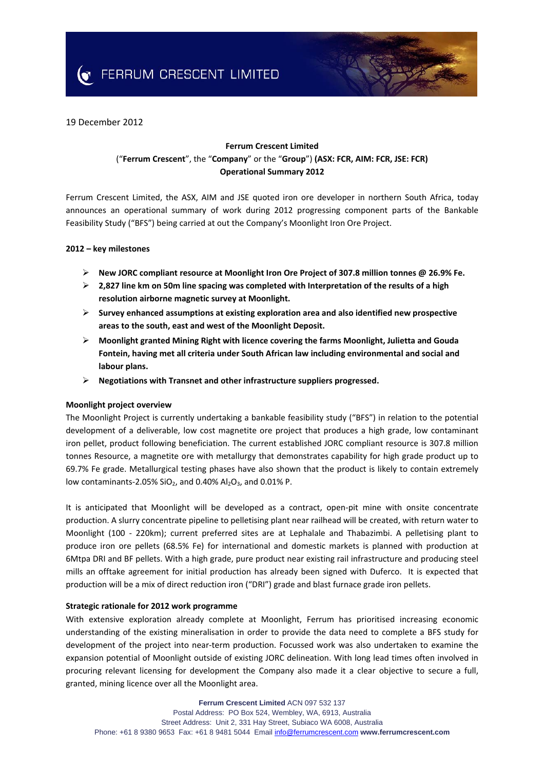FERRUM CRESCENT LIMITED

19 December 2012

**Ferrum Crescent Limited**
("**Ferrum Crescent**", the "**Company**" or the "**Group**") **(ASX: FCR, AIM: FCR, JSE: FCR)**
**Operational Summary 2012**

Ferrum Crescent Limited, the ASX, AIM and JSE quoted iron ore developer in northern South Africa, today announces an operational summary of work during 2012 progressing component parts of the Bankable Feasibility Study ("BFS") being carried at out the Company's Moonlight Iron Ore Project.

**2012 – key milestones**

- **New JORC compliant resource at Moonlight Iron Ore Project of 307.8 million tonnes @ 26.9% Fe.**
- **2,827 line km on 50m line spacing was completed with Interpretation of the results of a high resolution airborne magnetic survey at Moonlight.**
- **Survey enhanced assumptions at existing exploration area and also identified new prospective areas to the south, east and west of the Moonlight Deposit.**
- **Moonlight granted Mining Right with licence covering the farms Moonlight, Julietta and Gouda Fontein, having met all criteria under South African law including environmental and social and labour plans.**
- **Negotiations with Transnet and other infrastructure suppliers progressed.**

**Moonlight project overview**

The Moonlight Project is currently undertaking a bankable feasibility study ("BFS") in relation to the potential development of a deliverable, low cost magnetite ore project that produces a high grade, low contaminant iron pellet, product following beneficiation. The current established JORC compliant resource is 307.8 million tonnes Resource, a magnetite ore with metallurgy that demonstrates capability for high grade product up to 69.7% Fe grade. Metallurgical testing phases have also shown that the product is likely to contain extremely low contaminants-2.05% $SiO_2$, and 0.40% $Al_2O_3$, and 0.01% P.

It is anticipated that Moonlight will be developed as a contract, open-pit mine with onsite concentrate production. A slurry concentrate pipeline to pelletising plant near railhead will be created, with return water to Moonlight (100 - 220km); current preferred sites are at Lephalale and Thabazimbi. A pelletising plant to produce iron ore pellets (68.5% Fe) for international and domestic markets is planned with production at 6Mtpa DRI and BF pellets. With a high grade, pure product near existing rail infrastructure and producing steel mills an offtake agreement for initial production has already been signed with Duferco. It is expected that production will be a mix of direct reduction iron ("DRI") grade and blast furnace grade iron pellets.

**Strategic rationale for 2012 work programme**

With extensive exploration already complete at Moonlight, Ferrum has prioritised increasing economic understanding of the existing mineralisation in order to provide the data need to complete a BFS study for development of the project into near-term production. Focussed work was also undertaken to examine the expansion potential of Moonlight outside of existing JORC delineation. With long lead times often involved in procuring relevant licensing for development the Company also made it a clear objective to secure a full, granted, mining licence over all the Moonlight area.

**Ferrum Crescent Limited** ACN 097 532 137
Postal Address: PO Box 524, Wembley, WA, 6913, Australia
Street Address: Unit 2, 331 Hay Street, Subiaco WA 6008, Australia
Phone: +61 8 9380 9653 Fax: +61 8 9481 5044 Email info@ferrumcrescent.com **www.ferrumcrescent.com**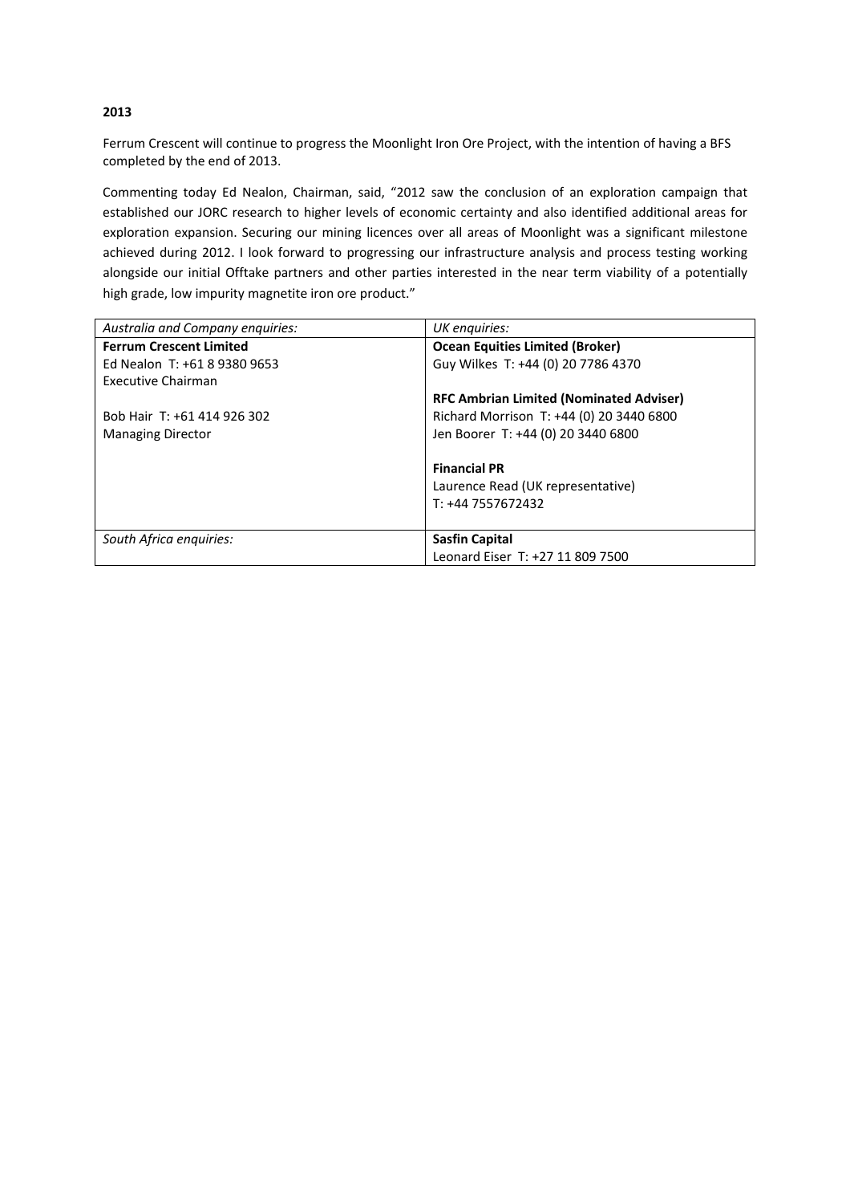**2013**

Ferrum Crescent will continue to progress the Moonlight Iron Ore Project, with the intention of having a BFS completed by the end of 2013.

Commenting today Ed Nealon, Chairman, said, "2012 saw the conclusion of an exploration campaign that established our JORC research to higher levels of economic certainty and also identified additional areas for exploration expansion. Securing our mining licences over all areas of Moonlight was a significant milestone achieved during 2012. I look forward to progressing our infrastructure analysis and process testing working alongside our initial Offtake partners and other parties interested in the near term viability of a potentially high grade, low impurity magnetite iron ore product."

| | |
|---|---|
| *Australia and Company enquiries:* | *UK enquiries:* |
| **Ferrum Crescent Limited**<br>Ed Nealon T: +61 8 9380 9653<br>Executive Chairman<br><br>Bob Hair T: +61 414 926 302<br>Managing Director | **Ocean Equities Limited (Broker)**<br>Guy Wilkes T: +44 (0) 20 7786 4370<br><br>**RFC Ambrian Limited (Nominated Adviser)**<br>Richard Morrison T: +44 (0) 20 3440 6800<br>Jen Boorer T: +44 (0) 20 3440 6800<br><br>**Financial PR**<br>Laurence Read (UK representative)<br>T: +44 7557672432 |
| *South Africa enquiries:* | **Sasfin Capital**<br>Leonard Eiser T: +27 11 809 7500 |